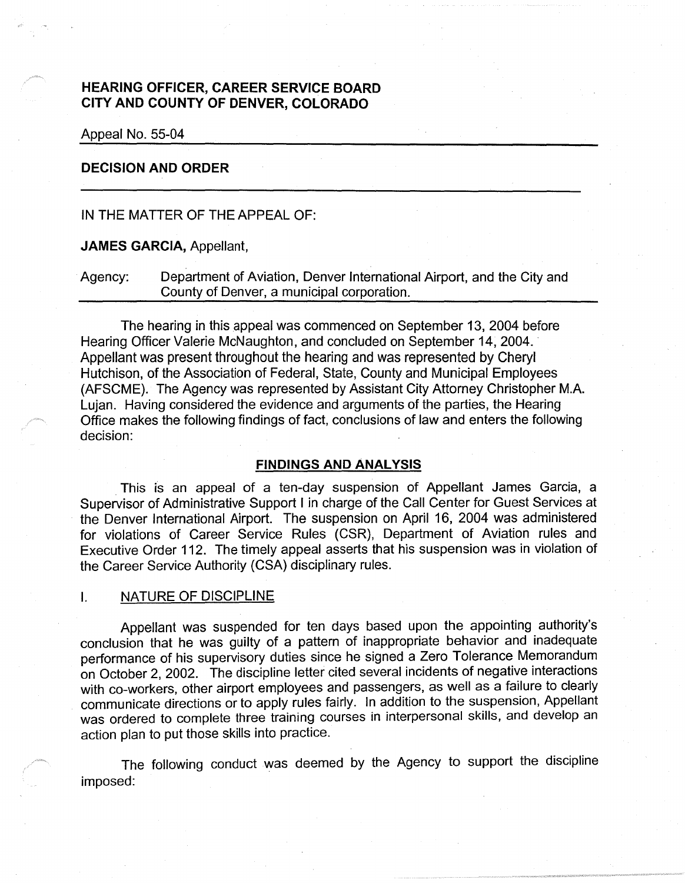# HEARING OFFICER, CAREER SERVICE BOARD
# CITY AND COUNTY OF DENVER, COLORADO

Appeal No. 55-04

## DECISION AND ORDER

IN THE MATTER OF THE APPEAL OF:

**JAMES GARCIA,** Appellant,

Agency: Department of Aviation, Denver International Airport, and the City and County of Denver, a municipal corporation.

The hearing in this appeal was commenced on September 13, 2004 before Hearing Officer Valerie McNaughton, and concluded on September 14, 2004. Appellant was present throughout the hearing and was represented by Cheryl Hutchison, of the Association of Federal, State, County and Municipal Employees (AFSCME). The Agency was represented by Assistant City Attorney Christopher M.A. Lujan. Having considered the evidence and arguments of the parties, the Hearing Office makes the following findings of fact, conclusions of law and enters the following decision:

## FINDINGS AND ANALYSIS

This is an appeal of a ten-day suspension of Appellant James Garcia, a Supervisor of Administrative Support I in charge of the Call Center for Guest Services at the Denver International Airport. The suspension on April 16, 2004 was administered for violations of Career Service Rules (CSR), Department of Aviation rules and Executive Order 112. The timely appeal asserts that his suspension was in violation of the Career Service Authority (CSA) disciplinary rules.

### I. NATURE OF DISCIPLINE

Appellant was suspended for ten days based upon the appointing authority's conclusion that he was guilty of a pattern of inappropriate behavior and inadequate performance of his supervisory duties since he signed a Zero Tolerance Memorandum on October 2, 2002. The discipline letter cited several incidents of negative interactions with co-workers, other airport employees and passengers, as well as a failure to clearly communicate directions or to apply rules fairly. In addition to the suspension, Appellant was ordered to complete three training courses in interpersonal skills, and develop an action plan to put those skills into practice.

The following conduct was deemed by the Agency to support the discipline imposed: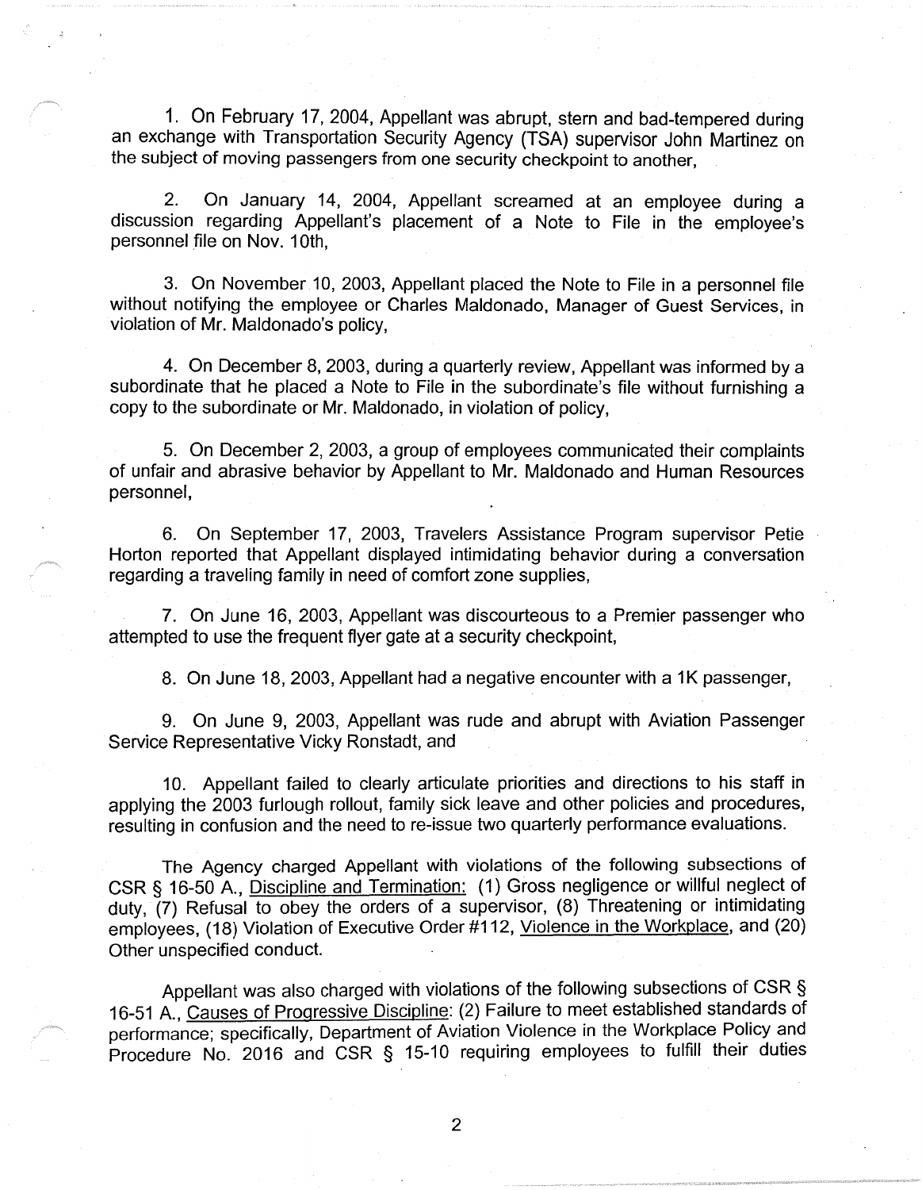1. On February 17, 2004, Appellant was abrupt, stern and bad-tempered during an exchange with Transportation Security Agency (TSA) supervisor John Martinez on the subject of moving passengers from one security checkpoint to another,

2. On January 14, 2004, Appellant screamed at an employee during a discussion regarding Appellant's placement of a Note to File in the employee's personnel file on Nov. 10th,

3. On November 10, 2003, Appellant placed the Note to File in a personnel file without notifying the employee or Charles Maldonado, Manager of Guest Services, in violation of Mr. Maldonado's policy,

4. On December 8, 2003, during a quarterly review, Appellant was informed by a subordinate that he placed a Note to File in the subordinate's file without furnishing a copy to the subordinate or Mr. Maldonado, in violation of policy,

5. On December 2, 2003, a group of employees communicated their complaints of unfair and abrasive behavior by Appellant to Mr. Maldonado and Human Resources personnel,

6. On September 17, 2003, Travelers Assistance Program supervisor Petie Horton reported that Appellant displayed intimidating behavior during a conversation regarding a traveling family in need of comfort zone supplies,

7. On June 16, 2003, Appellant was discourteous to a Premier passenger who attempted to use the frequent flyer gate at a security checkpoint,

8. On June 18, 2003, Appellant had a negative encounter with a 1K passenger,

9. On June 9, 2003, Appellant was rude and abrupt with Aviation Passenger Service Representative Vicky Ronstadt, and

10. Appellant failed to clearly articulate priorities and directions to his staff in applying the 2003 furlough rollout, family sick leave and other policies and procedures, resulting in confusion and the need to re-issue two quarterly performance evaluations.

The Agency charged Appellant with violations of the following subsections of CSR § 16-50 A., Discipline and Termination: (1) Gross negligence or willful neglect of duty, (7) Refusal to obey the orders of a supervisor, (8) Threatening or intimidating employees, (18) Violation of Executive Order #112, Violence in the Workplace, and (20) Other unspecified conduct.

Appellant was also charged with violations of the following subsections of CSR § 16-51 A., Causes of Progressive Discipline: (2) Failure to meet established standards of performance; specifically, Department of Aviation Violence in the Workplace Policy and Procedure No. 2016 and CSR § 15-10 requiring employees to fulfill their duties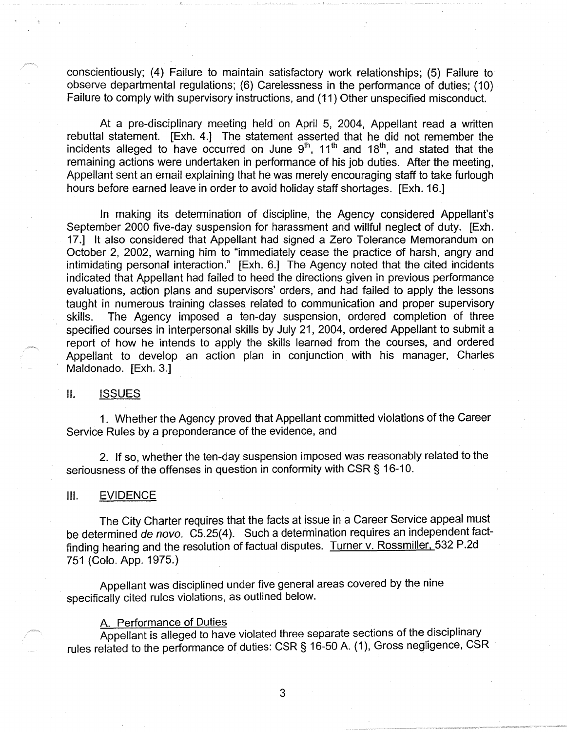conscientiously; (4) Failure to maintain satisfactory work relationships; (5) Failure to observe departmental regulations; (6) Carelessness in the performance of duties; (10) Failure to comply with supervisory instructions, and (11) Other unspecified misconduct.

At a pre-disciplinary meeting held on April 5, 2004, Appellant read a written rebuttal statement. [Exh. 4.] The statement asserted that he did not remember the incidents alleged to have occurred on June 9th, 11th and 18th, and stated that the remaining actions were undertaken in performance of his job duties. After the meeting, Appellant sent an email explaining that he was merely encouraging staff to take furlough hours before earned leave in order to avoid holiday staff shortages. [Exh. 16.]

In making its determination of discipline, the Agency considered Appellant's September 2000 five-day suspension for harassment and willful neglect of duty. [Exh. 17.] It also considered that Appellant had signed a Zero Tolerance Memorandum on October 2, 2002, warning him to "immediately cease the practice of harsh, angry and intimidating personal interaction." [Exh. 6.] The Agency noted that the cited incidents indicated that Appellant had failed to heed the directions given in previous performance evaluations, action plans and supervisors' orders, and had failed to apply the lessons taught in numerous training classes related to communication and proper supervisory skills. The Agency imposed a ten-day suspension, ordered completion of three specified courses in interpersonal skills by July 21, 2004, ordered Appellant to submit a report of how he intends to apply the skills learned from the courses, and ordered Appellant to develop an action plan in conjunction with his manager, Charles Maldonado. [Exh. 3.]

## II. ISSUES

1. Whether the Agency proved that Appellant committed violations of the Career Service Rules by a preponderance of the evidence, and

2. If so, whether the ten-day suspension imposed was reasonably related to the seriousness of the offenses in question in conformity with CSR § 16-10.

## III. EVIDENCE

The City Charter requires that the facts at issue in a Career Service appeal must be determined *de novo*. C5.25(4). Such a determination requires an independent fact-finding hearing and the resolution of factual disputes. Turner v. Rossmiller, 532 P.2d 751 (Colo. App. 1975.)

Appellant was disciplined under five general areas covered by the nine specifically cited rules violations, as outlined below.

### A. Performance of Duties

Appellant is alleged to have violated three separate sections of the disciplinary rules related to the performance of duties: CSR § 16-50 A. (1), Gross negligence, CSR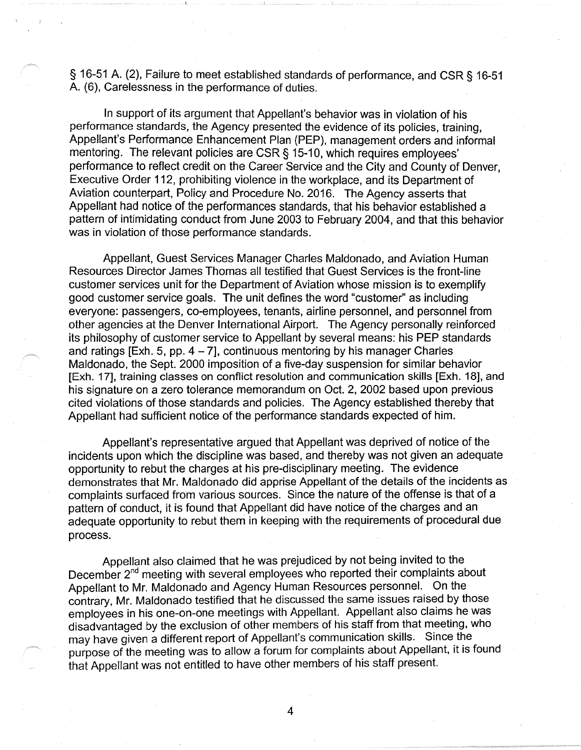§ 16-51 A. (2), Failure to meet established standards of performance, and CSR § 16-51 A. (6), Carelessness in the performance of duties.

In support of its argument that Appellant's behavior was in violation of his performance standards, the Agency presented the evidence of its policies, training, Appellant's Performance Enhancement Plan (PEP), management orders and informal mentoring. The relevant policies are CSR § 15-10, which requires employees' performance to reflect credit on the Career Service and the City and County of Denver, Executive Order 112, prohibiting violence in the workplace, and its Department of Aviation counterpart, Policy and Procedure No. 2016. The Agency asserts that Appellant had notice of the performances standards, that his behavior established a pattern of intimidating conduct from June 2003 to February 2004, and that this behavior was in violation of those performance standards.

Appellant, Guest Services Manager Charles Maldonado, and Aviation Human Resources Director James Thomas all testified that Guest Services is the front-line customer services unit for the Department of Aviation whose mission is to exemplify good customer service goals. The unit defines the word "customer" as including everyone: passengers, co-employees, tenants, airline personnel, and personnel from other agencies at the Denver International Airport. The Agency personally reinforced its philosophy of customer service to Appellant by several means: his PEP standards and ratings [Exh. 5, pp. 4 – 7], continuous mentoring by his manager Charles Maldonado, the Sept. 2000 imposition of a five-day suspension for similar behavior [Exh. 17], training classes on conflict resolution and communication skills [Exh. 18], and his signature on a zero tolerance memorandum on Oct. 2, 2002 based upon previous cited violations of those standards and policies. The Agency established thereby that Appellant had sufficient notice of the performance standards expected of him.

Appellant's representative argued that Appellant was deprived of notice of the incidents upon which the discipline was based, and thereby was not given an adequate opportunity to rebut the charges at his pre-disciplinary meeting. The evidence demonstrates that Mr. Maldonado did apprise Appellant of the details of the incidents as complaints surfaced from various sources. Since the nature of the offense is that of a pattern of conduct, it is found that Appellant did have notice of the charges and an adequate opportunity to rebut them in keeping with the requirements of procedural due process.

Appellant also claimed that he was prejudiced by not being invited to the December 2nd meeting with several employees who reported their complaints about Appellant to Mr. Maldonado and Agency Human Resources personnel. On the contrary, Mr. Maldonado testified that he discussed the same issues raised by those employees in his one-on-one meetings with Appellant. Appellant also claims he was disadvantaged by the exclusion of other members of his staff from that meeting, who may have given a different report of Appellant's communication skills. Since the purpose of the meeting was to allow a forum for complaints about Appellant, it is found that Appellant was not entitled to have other members of his staff present.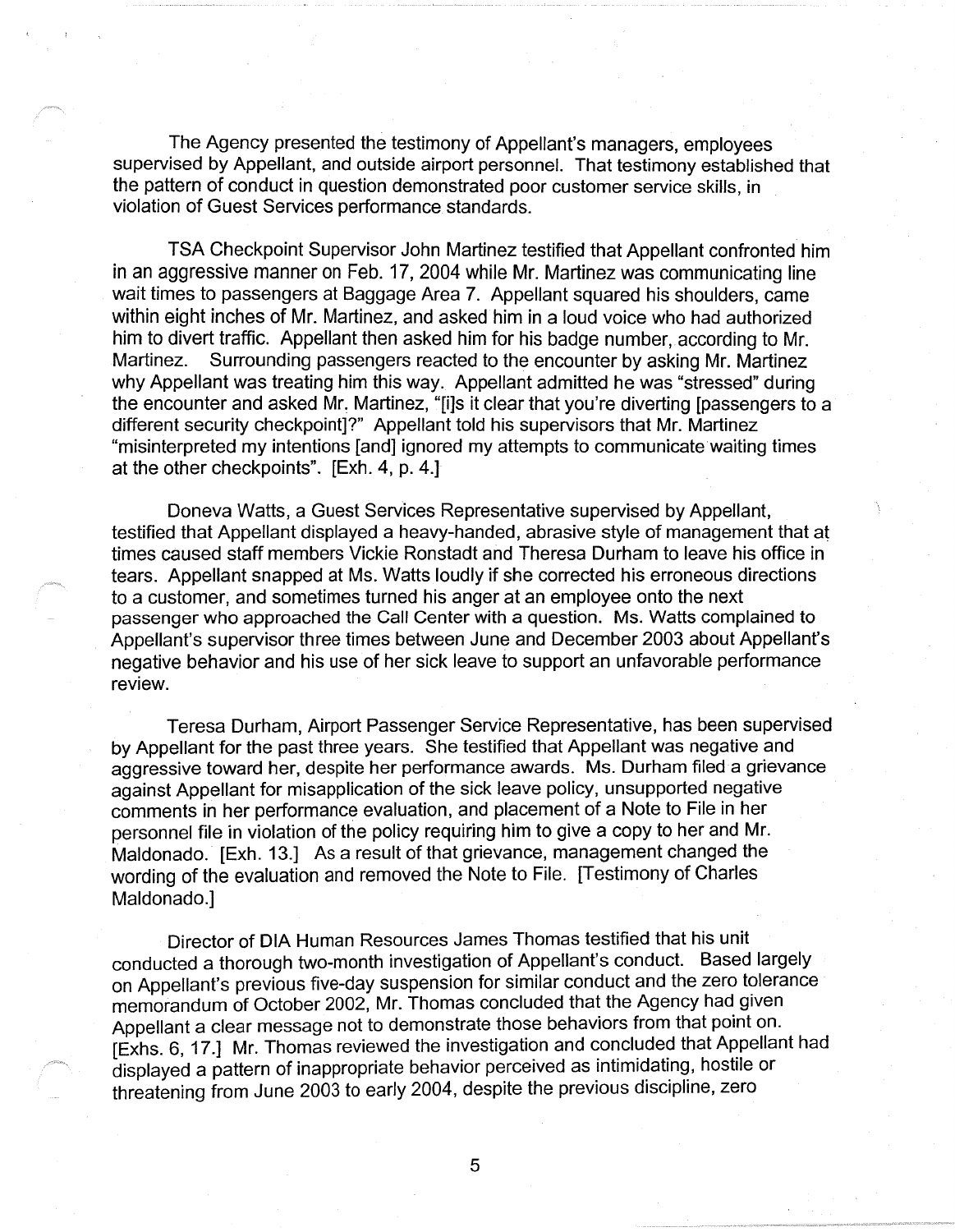The Agency presented the testimony of Appellant's managers, employees supervised by Appellant, and outside airport personnel. That testimony established that the pattern of conduct in question demonstrated poor customer service skills, in violation of Guest Services performance standards.

TSA Checkpoint Supervisor John Martinez testified that Appellant confronted him in an aggressive manner on Feb. 17, 2004 while Mr. Martinez was communicating line wait times to passengers at Baggage Area 7. Appellant squared his shoulders, came within eight inches of Mr. Martinez, and asked him in a loud voice who had authorized him to divert traffic. Appellant then asked him for his badge number, according to Mr. Martinez. Surrounding passengers reacted to the encounter by asking Mr. Martinez why Appellant was treating him this way. Appellant admitted he was "stressed" during the encounter and asked Mr. Martinez, "[i]s it clear that you're diverting [passengers to a different security checkpoint]?" Appellant told his supervisors that Mr. Martinez "misinterpreted my intentions [and] ignored my attempts to communicate waiting times at the other checkpoints". [Exh. 4, p. 4.]

Doneva Watts, a Guest Services Representative supervised by Appellant, testified that Appellant displayed a heavy-handed, abrasive style of management that at times caused staff members Vickie Ronstadt and Theresa Durham to leave his office in tears. Appellant snapped at Ms. Watts loudly if she corrected his erroneous directions to a customer, and sometimes turned his anger at an employee onto the next passenger who approached the Call Center with a question. Ms. Watts complained to Appellant's supervisor three times between June and December 2003 about Appellant's negative behavior and his use of her sick leave to support an unfavorable performance review.

Teresa Durham, Airport Passenger Service Representative, has been supervised by Appellant for the past three years. She testified that Appellant was negative and aggressive toward her, despite her performance awards. Ms. Durham filed a grievance against Appellant for misapplication of the sick leave policy, unsupported negative comments in her performance evaluation, and placement of a Note to File in her personnel file in violation of the policy requiring him to give a copy to her and Mr. Maldonado. [Exh. 13.] As a result of that grievance, management changed the wording of the evaluation and removed the Note to File. [Testimony of Charles Maldonado.]

Director of DIA Human Resources James Thomas testified that his unit conducted a thorough two-month investigation of Appellant's conduct. Based largely on Appellant's previous five-day suspension for similar conduct and the zero tolerance memorandum of October 2002, Mr. Thomas concluded that the Agency had given Appellant a clear message not to demonstrate those behaviors from that point on. [Exhs. 6, 17.] Mr. Thomas reviewed the investigation and concluded that Appellant had displayed a pattern of inappropriate behavior perceived as intimidating, hostile or threatening from June 2003 to early 2004, despite the previous discipline, zero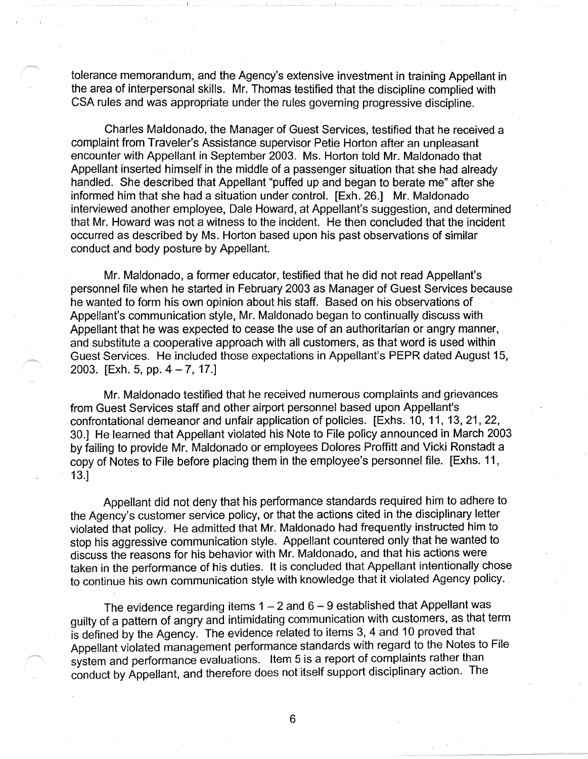tolerance memorandum, and the Agency's extensive investment in training Appellant in the area of interpersonal skills. Mr. Thomas testified that the discipline complied with CSA rules and was appropriate under the rules governing progressive discipline.

Charles Maldonado, the Manager of Guest Services, testified that he received a complaint from Traveler's Assistance supervisor Petie Horton after an unpleasant encounter with Appellant in September 2003. Ms. Horton told Mr. Maldonado that Appellant inserted himself in the middle of a passenger situation that she had already handled. She described that Appellant "puffed up and began to berate me" after she informed him that she had a situation under control. [Exh. 26.] Mr. Maldonado interviewed another employee, Dale Howard, at Appellant's suggestion, and determined that Mr. Howard was not a witness to the incident. He then concluded that the incident occurred as described by Ms. Horton based upon his past observations of similar conduct and body posture by Appellant.

Mr. Maldonado, a former educator, testified that he did not read Appellant's personnel file when he started in February 2003 as Manager of Guest Services because he wanted to form his own opinion about his staff. Based on his observations of Appellant's communication style, Mr. Maldonado began to continually discuss with Appellant that he was expected to cease the use of an authoritarian or angry manner, and substitute a cooperative approach with all customers, as that word is used within Guest Services. He included those expectations in Appellant's PEPR dated August 15, 2003. [Exh. 5, pp. 4 – 7, 17.]

Mr. Maldonado testified that he received numerous complaints and grievances from Guest Services staff and other airport personnel based upon Appellant's confrontational demeanor and unfair application of policies. [Exhs. 10, 11, 13, 21, 22, 30.] He learned that Appellant violated his Note to File policy announced in March 2003 by failing to provide Mr. Maldonado or employees Dolores Proffitt and Vicki Ronstadt a copy of Notes to File before placing them in the employee's personnel file. [Exhs. 11, 13.]

Appellant did not deny that his performance standards required him to adhere to the Agency's customer service policy, or that the actions cited in the disciplinary letter violated that policy. He admitted that Mr. Maldonado had frequently instructed him to stop his aggressive communication style. Appellant countered only that he wanted to discuss the reasons for his behavior with Mr. Maldonado, and that his actions were taken in the performance of his duties. It is concluded that Appellant intentionally chose to continue his own communication style with knowledge that it violated Agency policy.

The evidence regarding items 1 – 2 and 6 – 9 established that Appellant was guilty of a pattern of angry and intimidating communication with customers, as that term is defined by the Agency. The evidence related to items 3, 4 and 10 proved that Appellant violated management performance standards with regard to the Notes to File system and performance evaluations. Item 5 is a report of complaints rather than conduct by Appellant, and therefore does not itself support disciplinary action. The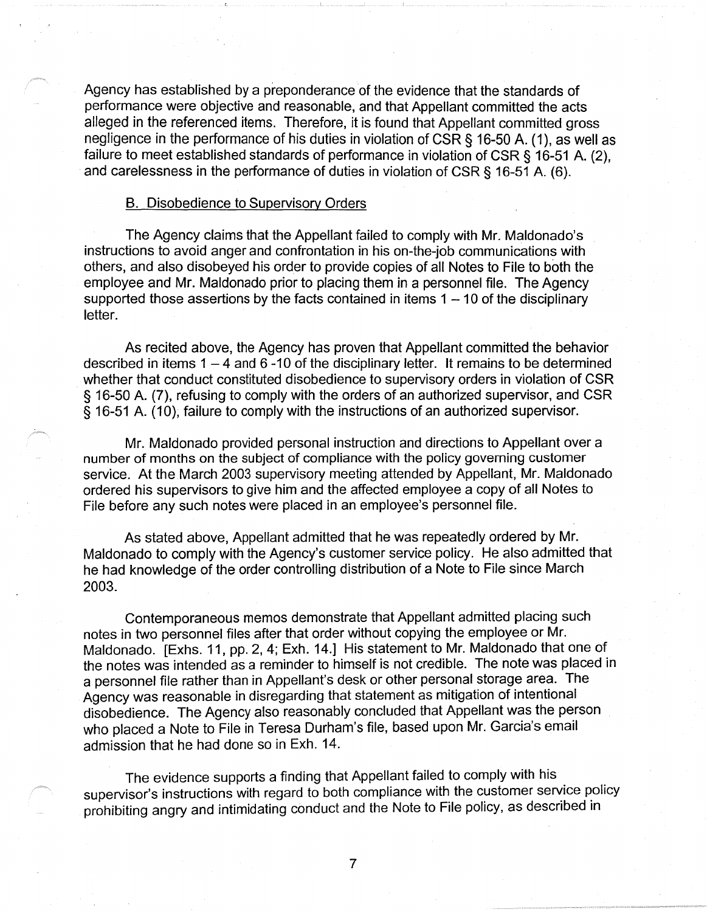Agency has established by a preponderance of the evidence that the standards of performance were objective and reasonable, and that Appellant committed the acts alleged in the referenced items. Therefore, it is found that Appellant committed gross negligence in the performance of his duties in violation of CSR § 16-50 A. (1), as well as failure to meet established standards of performance in violation of CSR § 16-51 A. (2), and carelessness in the performance of duties in violation of CSR § 16-51 A. (6).

### B. Disobedience to Supervisory Orders

The Agency claims that the Appellant failed to comply with Mr. Maldonado's instructions to avoid anger and confrontation in his on-the-job communications with others, and also disobeyed his order to provide copies of all Notes to File to both the employee and Mr. Maldonado prior to placing them in a personnel file. The Agency supported those assertions by the facts contained in items 1 – 10 of the disciplinary letter.

As recited above, the Agency has proven that Appellant committed the behavior described in items 1 – 4 and 6 -10 of the disciplinary letter. It remains to be determined whether that conduct constituted disobedience to supervisory orders in violation of CSR § 16-50 A. (7), refusing to comply with the orders of an authorized supervisor, and CSR § 16-51 A. (10), failure to comply with the instructions of an authorized supervisor.

Mr. Maldonado provided personal instruction and directions to Appellant over a number of months on the subject of compliance with the policy governing customer service. At the March 2003 supervisory meeting attended by Appellant, Mr. Maldonado ordered his supervisors to give him and the affected employee a copy of all Notes to File before any such notes were placed in an employee's personnel file.

As stated above, Appellant admitted that he was repeatedly ordered by Mr. Maldonado to comply with the Agency's customer service policy. He also admitted that he had knowledge of the order controlling distribution of a Note to File since March 2003.

Contemporaneous memos demonstrate that Appellant admitted placing such notes in two personnel files after that order without copying the employee or Mr. Maldonado. [Exhs. 11, pp. 2, 4; Exh. 14.] His statement to Mr. Maldonado that one of the notes was intended as a reminder to himself is not credible. The note was placed in a personnel file rather than in Appellant's desk or other personal storage area. The Agency was reasonable in disregarding that statement as mitigation of intentional disobedience. The Agency also reasonably concluded that Appellant was the person who placed a Note to File in Teresa Durham's file, based upon Mr. Garcia's email admission that he had done so in Exh. 14.

The evidence supports a finding that Appellant failed to comply with his supervisor's instructions with regard to both compliance with the customer service policy prohibiting angry and intimidating conduct and the Note to File policy, as described in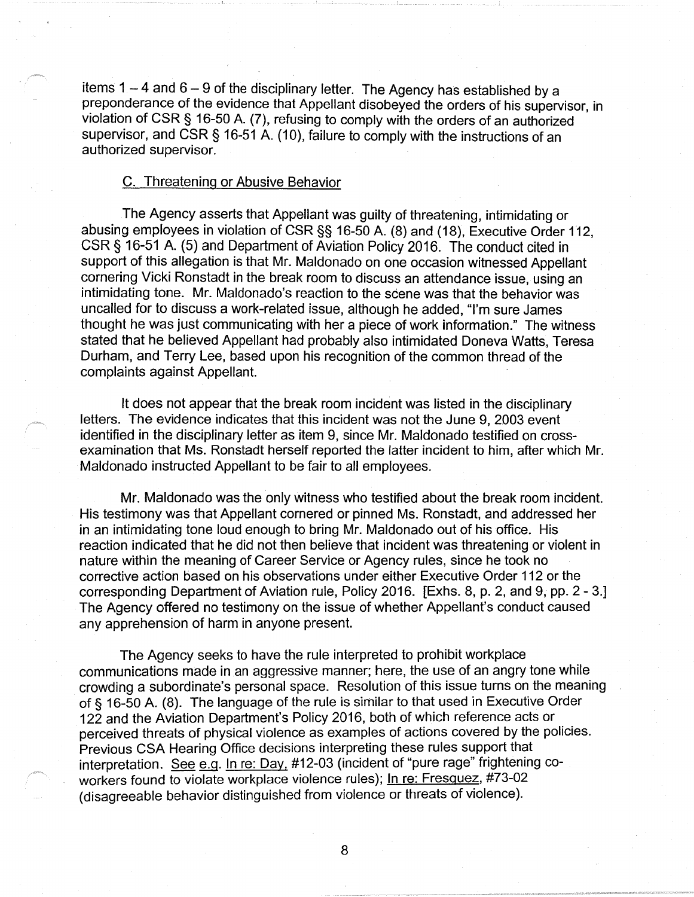items 1 – 4 and 6 – 9 of the disciplinary letter. The Agency has established by a preponderance of the evidence that Appellant disobeyed the orders of his supervisor, in violation of CSR § 16-50 A. (7), refusing to comply with the orders of an authorized supervisor, and CSR § 16-51 A. (10), failure to comply with the instructions of an authorized supervisor.

### C. Threatening or Abusive Behavior

The Agency asserts that Appellant was guilty of threatening, intimidating or abusing employees in violation of CSR §§ 16-50 A. (8) and (18), Executive Order 112, CSR § 16-51 A. (5) and Department of Aviation Policy 2016. The conduct cited in support of this allegation is that Mr. Maldonado on one occasion witnessed Appellant cornering Vicki Ronstadt in the break room to discuss an attendance issue, using an intimidating tone. Mr. Maldonado's reaction to the scene was that the behavior was uncalled for to discuss a work-related issue, although he added, "I'm sure James thought he was just communicating with her a piece of work information." The witness stated that he believed Appellant had probably also intimidated Doneva Watts, Teresa Durham, and Terry Lee, based upon his recognition of the common thread of the complaints against Appellant.

It does not appear that the break room incident was listed in the disciplinary letters. The evidence indicates that this incident was not the June 9, 2003 event identified in the disciplinary letter as item 9, since Mr. Maldonado testified on cross-examination that Ms. Ronstadt herself reported the latter incident to him, after which Mr. Maldonado instructed Appellant to be fair to all employees.

Mr. Maldonado was the only witness who testified about the break room incident. His testimony was that Appellant cornered or pinned Ms. Ronstadt, and addressed her in an intimidating tone loud enough to bring Mr. Maldonado out of his office. His reaction indicated that he did not then believe that incident was threatening or violent in nature within the meaning of Career Service or Agency rules, since he took no corrective action based on his observations under either Executive Order 112 or the corresponding Department of Aviation rule, Policy 2016. [Exhs. 8, p. 2, and 9, pp. 2 - 3.] The Agency offered no testimony on the issue of whether Appellant's conduct caused any apprehension of harm in anyone present.

The Agency seeks to have the rule interpreted to prohibit workplace communications made in an aggressive manner; here, the use of an angry tone while crowding a subordinate's personal space. Resolution of this issue turns on the meaning of § 16-50 A. (8). The language of the rule is similar to that used in Executive Order 122 and the Aviation Department's Policy 2016, both of which reference acts or perceived threats of physical violence as examples of actions covered by the policies. Previous CSA Hearing Office decisions interpreting these rules support that interpretation. See e.g. In re: Day, #12-03 (incident of "pure rage" frightening co-workers found to violate workplace violence rules); In re: Fresquez, #73-02 (disagreeable behavior distinguished from violence or threats of violence).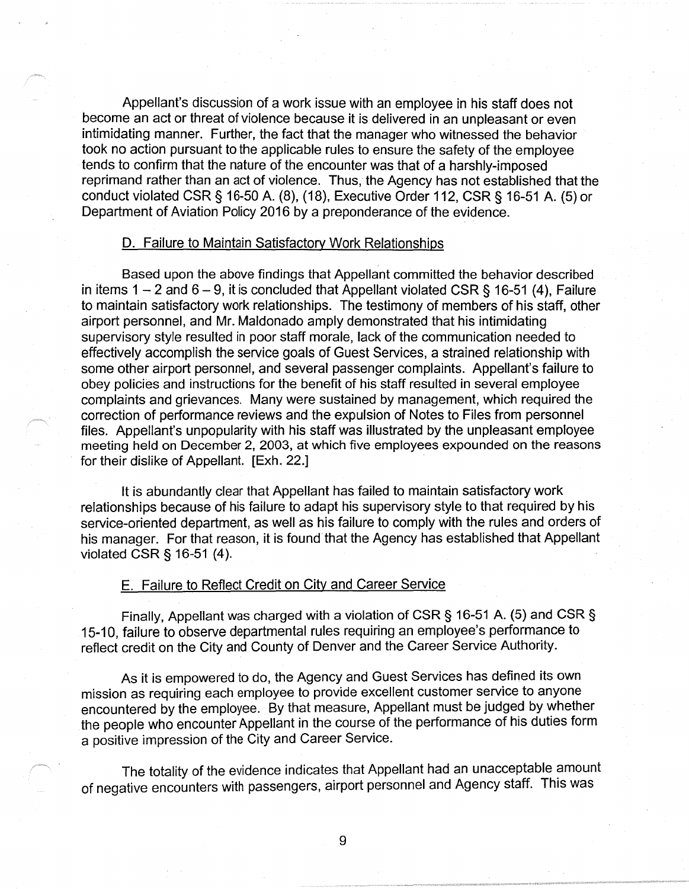Appellant's discussion of a work issue with an employee in his staff does not become an act or threat of violence because it is delivered in an unpleasant or even intimidating manner. Further, the fact that the manager who witnessed the behavior took no action pursuant to the applicable rules to ensure the safety of the employee tends to confirm that the nature of the encounter was that of a harshly-imposed reprimand rather than an act of violence. Thus, the Agency has not established that the conduct violated CSR § 16-50 A. (8), (18), Executive Order 112, CSR § 16-51 A. (5) or Department of Aviation Policy 2016 by a preponderance of the evidence.

## D. Failure to Maintain Satisfactory Work Relationships

Based upon the above findings that Appellant committed the behavior described in items 1 – 2 and 6 – 9, it is concluded that Appellant violated CSR § 16-51 (4), Failure to maintain satisfactory work relationships. The testimony of members of his staff, other airport personnel, and Mr. Maldonado amply demonstrated that his intimidating supervisory style resulted in poor staff morale, lack of the communication needed to effectively accomplish the service goals of Guest Services, a strained relationship with some other airport personnel, and several passenger complaints. Appellant's failure to obey policies and instructions for the benefit of his staff resulted in several employee complaints and grievances. Many were sustained by management, which required the correction of performance reviews and the expulsion of Notes to Files from personnel files. Appellant's unpopularity with his staff was illustrated by the unpleasant employee meeting held on December 2, 2003, at which five employees expounded on the reasons for their dislike of Appellant. [Exh. 22.]

It is abundantly clear that Appellant has failed to maintain satisfactory work relationships because of his failure to adapt his supervisory style to that required by his service-oriented department, as well as his failure to comply with the rules and orders of his manager. For that reason, it is found that the Agency has established that Appellant violated CSR § 16-51 (4).

## E. Failure to Reflect Credit on City and Career Service

Finally, Appellant was charged with a violation of CSR § 16-51 A. (5) and CSR § 15-10, failure to observe departmental rules requiring an employee's performance to reflect credit on the City and County of Denver and the Career Service Authority.

As it is empowered to do, the Agency and Guest Services has defined its own mission as requiring each employee to provide excellent customer service to anyone encountered by the employee. By that measure, Appellant must be judged by whether the people who encounter Appellant in the course of the performance of his duties form a positive impression of the City and Career Service.

The totality of the evidence indicates that Appellant had an unacceptable amount of negative encounters with passengers, airport personnel and Agency staff. This was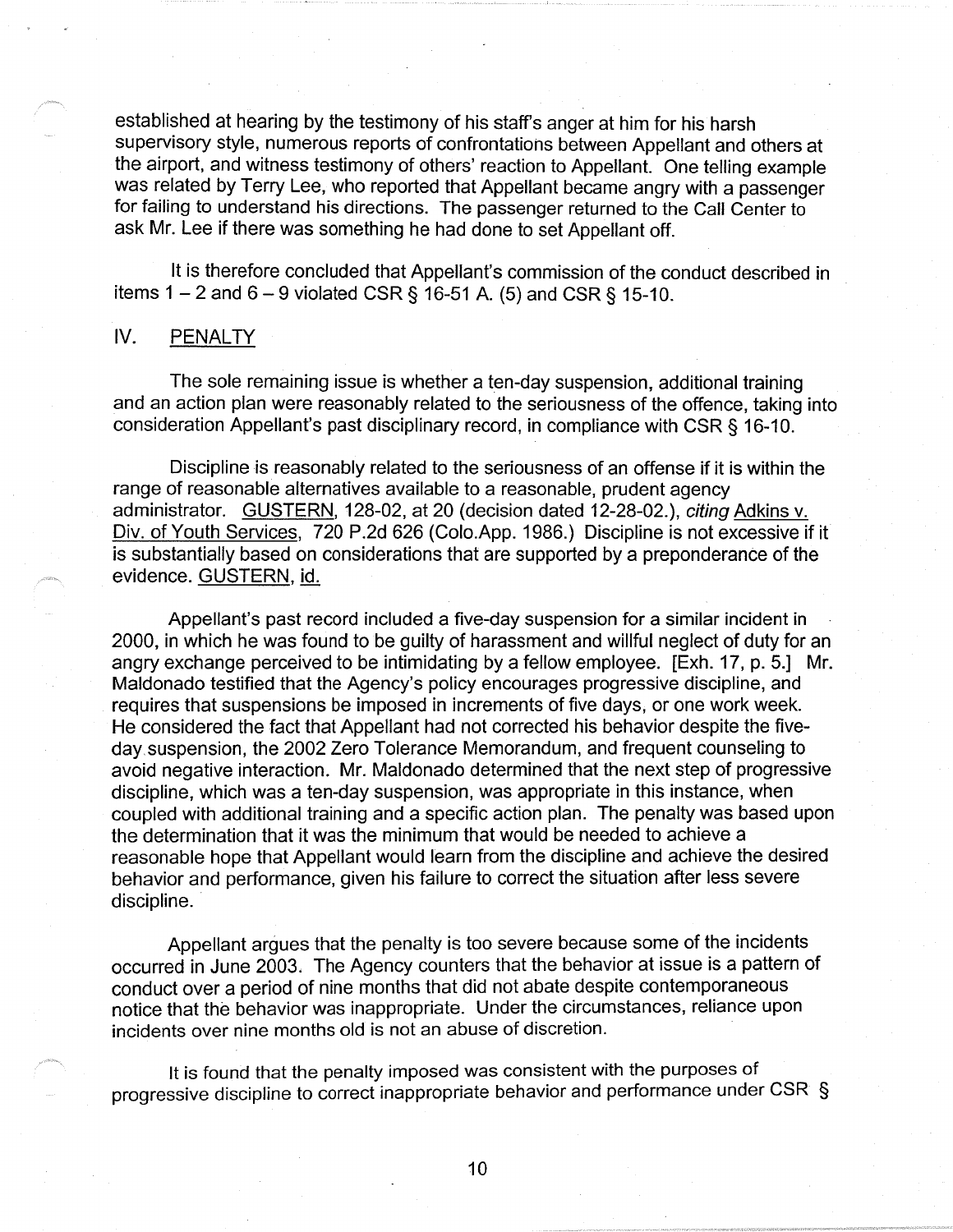established at hearing by the testimony of his staff's anger at him for his harsh supervisory style, numerous reports of confrontations between Appellant and others at the airport, and witness testimony of others' reaction to Appellant. One telling example was related by Terry Lee, who reported that Appellant became angry with a passenger for failing to understand his directions. The passenger returned to the Call Center to ask Mr. Lee if there was something he had done to set Appellant off.

It is therefore concluded that Appellant's commission of the conduct described in items 1 – 2 and 6 – 9 violated CSR § 16-51 A. (5) and CSR § 15-10.

## IV. PENALTY

The sole remaining issue is whether a ten-day suspension, additional training and an action plan were reasonably related to the seriousness of the offence, taking into consideration Appellant's past disciplinary record, in compliance with CSR § 16-10.

Discipline is reasonably related to the seriousness of an offense if it is within the range of reasonable alternatives available to a reasonable, prudent agency administrator. GUSTERN, 128-02, at 20 (decision dated 12-28-02.), *citing* Adkins v. Div. of Youth Services, 720 P.2d 626 (Colo.App. 1986.) Discipline is not excessive if it is substantially based on considerations that are supported by a preponderance of the evidence. GUSTERN, id.

Appellant's past record included a five-day suspension for a similar incident in 2000, in which he was found to be guilty of harassment and willful neglect of duty for an angry exchange perceived to be intimidating by a fellow employee. [Exh. 17, p. 5.] Mr. Maldonado testified that the Agency's policy encourages progressive discipline, and requires that suspensions be imposed in increments of five days, or one work week. He considered the fact that Appellant had not corrected his behavior despite the five-day suspension, the 2002 Zero Tolerance Memorandum, and frequent counseling to avoid negative interaction. Mr. Maldonado determined that the next step of progressive discipline, which was a ten-day suspension, was appropriate in this instance, when coupled with additional training and a specific action plan. The penalty was based upon the determination that it was the minimum that would be needed to achieve a reasonable hope that Appellant would learn from the discipline and achieve the desired behavior and performance, given his failure to correct the situation after less severe discipline.

Appellant argues that the penalty is too severe because some of the incidents occurred in June 2003. The Agency counters that the behavior at issue is a pattern of conduct over a period of nine months that did not abate despite contemporaneous notice that the behavior was inappropriate. Under the circumstances, reliance upon incidents over nine months old is not an abuse of discretion.

It is found that the penalty imposed was consistent with the purposes of progressive discipline to correct inappropriate behavior and performance under CSR §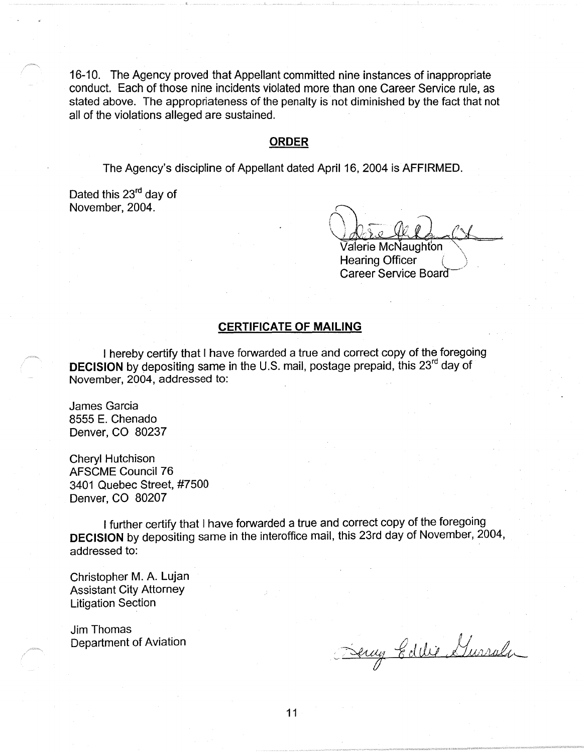16-10. The Agency proved that Appellant committed nine instances of inappropriate conduct. Each of those nine incidents violated more than one Career Service rule, as stated above. The appropriateness of the penalty is not diminished by the fact that not all of the violations alleged are sustained.

## ORDER

The Agency's discipline of Appellant dated April 16, 2004 is AFFIRMED.

Dated this 23rd day of
November, 2004.

Valerie McNaughton
Hearing Officer
Career Service Board

## CERTIFICATE OF MAILING

I hereby certify that I have forwarded a true and correct copy of the foregoing **DECISION** by depositing same in the U.S. mail, postage prepaid, this 23rd day of November, 2004, addressed to:

James Garcia
8555 E. Chenado
Denver, CO 80237

Cheryl Hutchison
AFSCME Council 76
3401 Quebec Street, #7500
Denver, CO 80207

I further certify that I have forwarded a true and correct copy of the foregoing **DECISION** by depositing same in the interoffice mail, this 23rd day of November, 2004, addressed to:

Christopher M. A. Lujan
Assistant City Attorney
Litigation Section

Jim Thomas
Department of Aviation